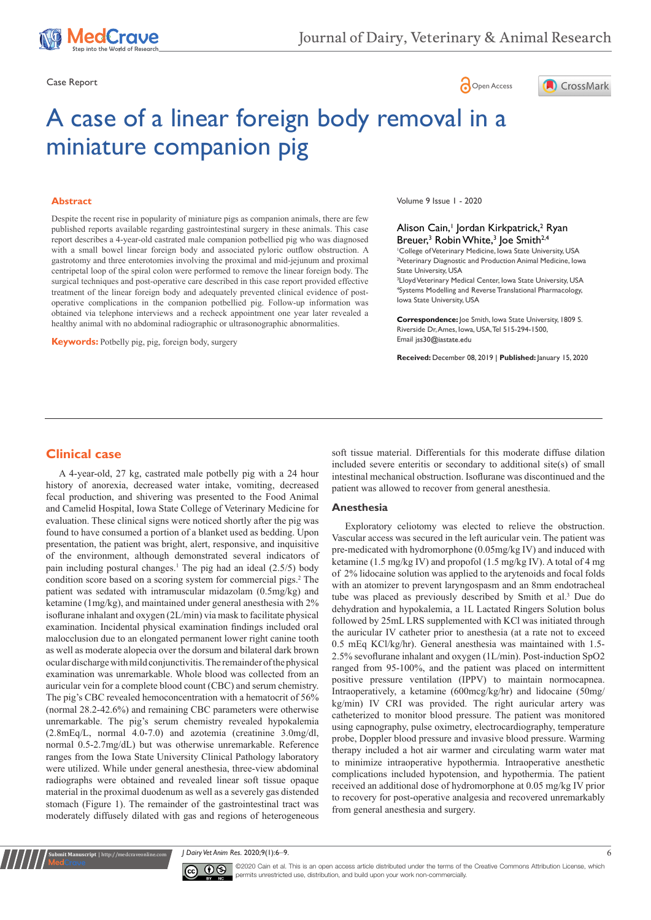Case Report

Open Access

# A case of a linear foreign body removal in a miniature companion pig

Volume 9 Issue 1 - 2020

Alison Cain,[1] Jordan Kirkpatrick,[2] Ryan Breuer,[3] Robin White,[3] Joe Smith[2,4]

[1]College of Veterinary Medicine, Iowa State University, USA
[2]Veterinary Diagnostic and Production Animal Medicine, Iowa State University, USA
[3]Lloyd Veterinary Medical Center, Iowa State University, USA
[4]Systems Modelling and Reverse Translational Pharmacology, Iowa State University, USA

**Correspondence:** Joe Smith, Iowa State University, 1809 S. Riverside Dr, Ames, Iowa, USA, Tel 515-294-1500, Email jss30@iastate.edu

**Received:** December 08, 2019 | **Published:** January 15, 2020

## Abstract

Despite the recent rise in popularity of miniature pigs as companion animals, there are few published reports available regarding gastrointestinal surgery in these animals. This case report describes a 4-year-old castrated male companion potbellied pig who was diagnosed with a small bowel linear foreign body and associated pyloric outflow obstruction. A gastrotomy and three enterotomies involving the proximal and mid-jejunum and proximal centripetal loop of the spiral colon were performed to remove the linear foreign body. The surgical techniques and post-operative care described in this case report provided effective treatment of the linear foreign body and adequately prevented clinical evidence of post-operative complications in the companion potbellied pig. Follow-up information was obtained via telephone interviews and a recheck appointment one year later revealed a healthy animal with no abdominal radiographic or ultrasonographic abnormalities.

**Keywords:** Potbelly pig, pig, foreign body, surgery

## Clinical case

A 4-year-old, 27 kg, castrated male potbelly pig with a 24 hour history of anorexia, decreased water intake, vomiting, decreased fecal production, and shivering was presented to the Food Animal and Camelid Hospital, Iowa State College of Veterinary Medicine for evaluation. These clinical signs were noticed shortly after the pig was found to have consumed a portion of a blanket used as bedding. Upon presentation, the patient was bright, alert, responsive, and inquisitive of the environment, although demonstrated several indicators of pain including postural changes.[1] The pig had an ideal (2.5/5) body condition score based on a scoring system for commercial pigs.[2] The patient was sedated with intramuscular midazolam (0.5mg/kg) and ketamine (1mg/kg), and maintained under general anesthesia with 2% isoflurane inhalant and oxygen (2L/min) via mask to facilitate physical examination. Incidental physical examination findings included oral malocclusion due to an elongated permanent lower right canine tooth as well as moderate alopecia over the dorsum and bilateral dark brown ocular discharge with mild conjunctivitis. The remainder of the physical examination was unremarkable. Whole blood was collected from an auricular vein for a complete blood count (CBC) and serum chemistry. The pig's CBC revealed hemoconcentration with a hematocrit of 56% (normal 28.2-42.6%) and remaining CBC parameters were otherwise unremarkable. The pig's serum chemistry revealed hypokalemia (2.8mEq/L, normal 4.0-7.0) and azotemia (creatinine 3.0mg/dl, normal 0.5-2.7mg/dL) but was otherwise unremarkable. Reference ranges from the Iowa State University Clinical Pathology laboratory were utilized. While under general anesthesia, three-view abdominal radiographs were obtained and revealed linear soft tissue opaque material in the proximal duodenum as well as a severely gas distended stomach (Figure 1). The remainder of the gastrointestinal tract was moderately diffusely dilated with gas and regions of heterogeneous soft tissue material. Differentials for this moderate diffuse dilation included severe enteritis or secondary to additional site(s) of small intestinal mechanical obstruction. Isoflurane was discontinued and the patient was allowed to recover from general anesthesia.

### Anesthesia

Exploratory celiotomy was elected to relieve the obstruction. Vascular access was secured in the left auricular vein. The patient was pre-medicated with hydromorphone (0.05mg/kg IV) and induced with ketamine (1.5 mg/kg IV) and propofol (1.5 mg/kg IV). A total of 4 mg of 2% lidocaine solution was applied to the arytenoids and focal folds with an atomizer to prevent laryngospasm and an 8mm endotracheal tube was placed as previously described by Smith et al.[3] Due do dehydration and hypokalemia, a 1L Lactated Ringers Solution bolus followed by 25mL LRS supplemented with KCl was initiated through the auricular IV catheter prior to anesthesia (at a rate not to exceed 0.5 mEq KCl/kg/hr). General anesthesia was maintained with 1.5-2.5% sevoflurane inhalant and oxygen (1L/min). Post-induction SpO2 ranged from 95-100%, and the patient was placed on intermittent positive pressure ventilation (IPPV) to maintain normocapnea. Intraoperatively, a ketamine (600mcg/kg/hr) and lidocaine (50mg/kg/min) IV CRI was provided. The right auricular artery was catheterized to monitor blood pressure. The patient was monitored using capnography, pulse oximetry, electrocardiography, temperature probe, Doppler blood pressure and invasive blood pressure. Warming therapy included a hot air warmer and circulating warm water mat to minimize intraoperative hypothermia. Intraoperative anesthetic complications included hypotension, and hypothermia. The patient received an additional dose of hydromorphone at 0.05 mg/kg IV prior to recovery for post-operative analgesia and recovered unremarkably from general anesthesia and surgery.

©2020 Cain et al. This is an open access article distributed under the terms of the Creative Commons Attribution License, which permits unrestricted use, distribution, and build upon your work non-commercially.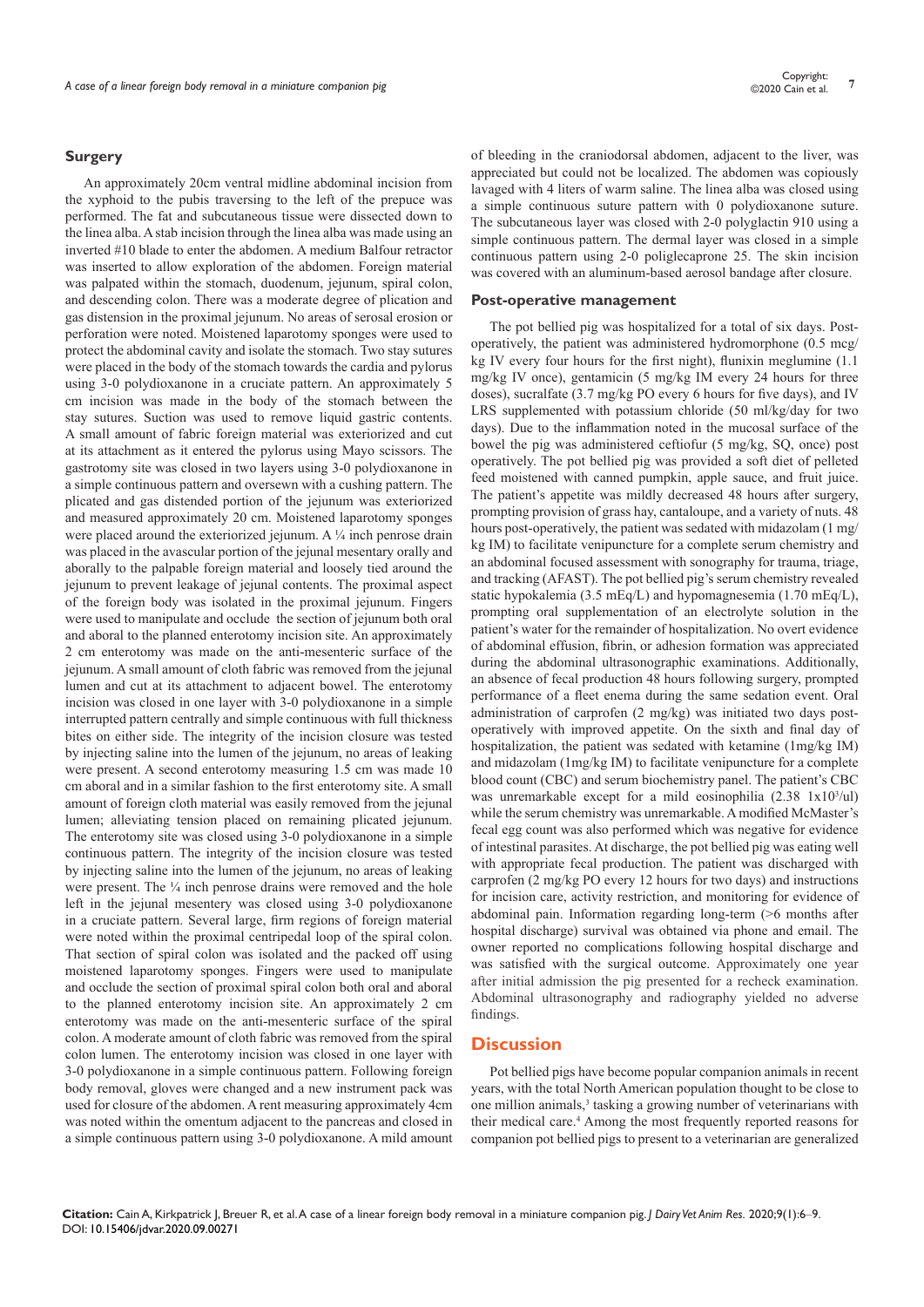## Surgery

An approximately 20cm ventral midline abdominal incision from the xyphoid to the pubis traversing to the left of the prepuce was performed. The fat and subcutaneous tissue were dissected down to the linea alba. A stab incision through the linea alba was made using an inverted #10 blade to enter the abdomen. A medium Balfour retractor was inserted to allow exploration of the abdomen. Foreign material was palpated within the stomach, duodenum, jejunum, spiral colon, and descending colon. There was a moderate degree of plication and gas distension in the proximal jejunum. No areas of serosal erosion or perforation were noted. Moistened laparotomy sponges were used to protect the abdominal cavity and isolate the stomach. Two stay sutures were placed in the body of the stomach towards the cardia and pylorus using 3-0 polydioxanone in a cruciate pattern. An approximately 5 cm incision was made in the body of the stomach between the stay sutures. Suction was used to remove liquid gastric contents. A small amount of fabric foreign material was exteriorized and cut at its attachment as it entered the pylorus using Mayo scissors. The gastrotomy site was closed in two layers using 3-0 polydioxanone in a simple continuous pattern and oversewn with a cushing pattern. The plicated and gas distended portion of the jejunum was exteriorized and measured approximately 20 cm. Moistened laparotomy sponges were placed around the exteriorized jejunum. A ¼ inch penrose drain was placed in the avascular portion of the jejunal mesentary orally and aborally to the palpable foreign material and loosely tied around the jejunum to prevent leakage of jejunal contents. The proximal aspect of the foreign body was isolated in the proximal jejunum. Fingers were used to manipulate and occlude the section of jejunum both oral and aboral to the planned enterotomy incision site. An approximately 2 cm enterotomy was made on the anti-mesenteric surface of the jejunum. A small amount of cloth fabric was removed from the jejunal lumen and cut at its attachment to adjacent bowel. The enterotomy incision was closed in one layer with 3-0 polydioxanone in a simple interrupted pattern centrally and simple continuous with full thickness bites on either side. The integrity of the incision closure was tested by injecting saline into the lumen of the jejunum, no areas of leaking were present. A second enterotomy measuring 1.5 cm was made 10 cm aboral and in a similar fashion to the first enterotomy site. A small amount of foreign cloth material was easily removed from the jejunal lumen; alleviating tension placed on remaining plicated jejunum. The enterotomy site was closed using 3-0 polydioxanone in a simple continuous pattern. The integrity of the incision closure was tested by injecting saline into the lumen of the jejunum, no areas of leaking were present. The ¼ inch penrose drains were removed and the hole left in the jejunal mesentery was closed using 3-0 polydioxanone in a cruciate pattern. Several large, firm regions of foreign material were noted within the proximal centripedal loop of the spiral colon. That section of spiral colon was isolated and the packed off using moistened laparotomy sponges. Fingers were used to manipulate and occlude the section of proximal spiral colon both oral and aboral to the planned enterotomy incision site. An approximately 2 cm enterotomy was made on the anti-mesenteric surface of the spiral colon. A moderate amount of cloth fabric was removed from the spiral colon lumen. The enterotomy incision was closed in one layer with 3-0 polydioxanone in a simple continuous pattern. Following foreign body removal, gloves were changed and a new instrument pack was used for closure of the abdomen. A rent measuring approximately 4cm was noted within the omentum adjacent to the pancreas and closed in a simple continuous pattern using 3-0 polydioxanone. A mild amount of bleeding in the craniodorsal abdomen, adjacent to the liver, was appreciated but could not be localized. The abdomen was copiously lavaged with 4 liters of warm saline. The linea alba was closed using a simple continuous suture pattern with 0 polydioxanone suture. The subcutaneous layer was closed with 2-0 polyglactin 910 using a simple continuous pattern. The dermal layer was closed in a simple continuous pattern using 2-0 poliglecaprone 25. The skin incision was covered with an aluminum-based aerosol bandage after closure.

## Post-operative management

The pot bellied pig was hospitalized for a total of six days. Post-operatively, the patient was administered hydromorphone (0.5 mcg/kg IV every four hours for the first night), flunixin meglumine (1.1 mg/kg IV once), gentamicin (5 mg/kg IM every 24 hours for three doses), sucralfate (3.7 mg/kg PO every 6 hours for five days), and IV LRS supplemented with potassium chloride (50 ml/kg/day for two days). Due to the inflammation noted in the mucosal surface of the bowel the pig was administered ceftiofur (5 mg/kg, SQ, once) post operatively. The pot bellied pig was provided a soft diet of pelleted feed moistened with canned pumpkin, apple sauce, and fruit juice. The patient's appetite was mildly decreased 48 hours after surgery, prompting provision of grass hay, cantaloupe, and a variety of nuts. 48 hours post-operatively, the patient was sedated with midazolam (1 mg/kg IM) to facilitate venipuncture for a complete serum chemistry and an abdominal focused assessment with sonography for trauma, triage, and tracking (AFAST). The pot bellied pig's serum chemistry revealed static hypokalemia (3.5 mEq/L) and hypomagnesemia (1.70 mEq/L), prompting oral supplementation of an electrolyte solution in the patient's water for the remainder of hospitalization. No overt evidence of abdominal effusion, fibrin, or adhesion formation was appreciated during the abdominal ultrasonographic examinations. Additionally, an absence of fecal production 48 hours following surgery, prompted performance of a fleet enema during the same sedation event. Oral administration of carprofen (2 mg/kg) was initiated two days post-operatively with improved appetite. On the sixth and final day of hospitalization, the patient was sedated with ketamine (1mg/kg IM) and midazolam (1mg/kg IM) to facilitate venipuncture for a complete blood count (CBC) and serum biochemistry panel. The patient's CBC was unremarkable except for a mild eosinophilia (2.38 $1\text{x}10^3$/ul) while the serum chemistry was unremarkable. A modified McMaster's fecal egg count was also performed which was negative for evidence of intestinal parasites. At discharge, the pot bellied pig was eating well with appropriate fecal production. The patient was discharged with carprofen (2 mg/kg PO every 12 hours for two days) and instructions for incision care, activity restriction, and monitoring for evidence of abdominal pain. Information regarding long-term (>6 months after hospital discharge) survival was obtained via phone and email. The owner reported no complications following hospital discharge and was satisfied with the surgical outcome. Approximately one year after initial admission the pig presented for a recheck examination. Abdominal ultrasonography and radiography yielded no adverse findings.

# Discussion

Pot bellied pigs have become popular companion animals in recent years, with the total North American population thought to be close to one million animals,[3] tasking a growing number of veterinarians with their medical care.[4] Among the most frequently reported reasons for companion pot bellied pigs to present to a veterinarian are generalized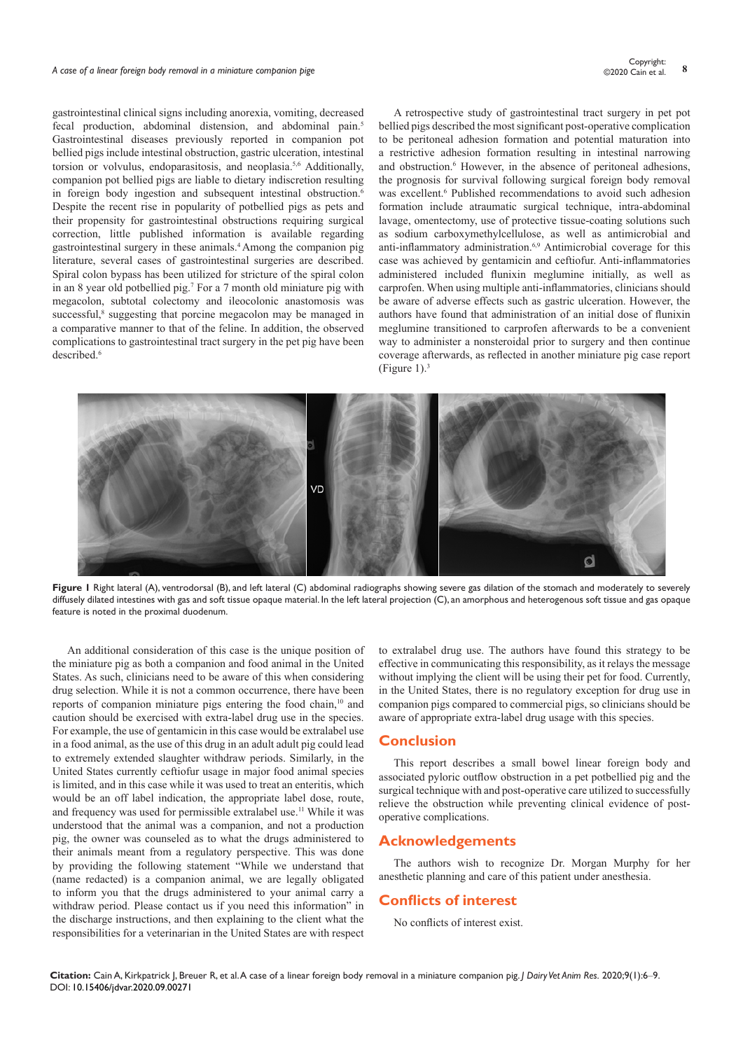gastrointestinal clinical signs including anorexia, vomiting, decreased fecal production, abdominal distension, and abdominal pain.[5] Gastrointestinal diseases previously reported in companion pot bellied pigs include intestinal obstruction, gastric ulceration, intestinal torsion or volvulus, endoparasitosis, and neoplasia.[5,6] Additionally, companion pot bellied pigs are liable to dietary indiscretion resulting in foreign body ingestion and subsequent intestinal obstruction.[6] Despite the recent rise in popularity of potbellied pigs as pets and their propensity for gastrointestinal obstructions requiring surgical correction, little published information is available regarding gastrointestinal surgery in these animals.[4] Among the companion pig literature, several cases of gastrointestinal surgeries are described. Spiral colon bypass has been utilized for stricture of the spiral colon in an 8 year old potbellied pig.[7] For a 7 month old miniature pig with megacolon, subtotal colectomy and ileocolonic anastomosis was successful,[8] suggesting that porcine megacolon may be managed in a comparative manner to that of the feline. In addition, the observed complications to gastrointestinal tract surgery in the pet pig have been described.[6]

A retrospective study of gastrointestinal tract surgery in pet pot bellied pigs described the most significant post-operative complication to be peritoneal adhesion formation and potential maturation into a restrictive adhesion formation resulting in intestinal narrowing and obstruction.[6] However, in the absence of peritoneal adhesions, the prognosis for survival following surgical foreign body removal was excellent.[6] Published recommendations to avoid such adhesion formation include atraumatic surgical technique, intra-abdominal lavage, omentectomy, use of protective tissue-coating solutions such as sodium carboxymethylcellulose, as well as antimicrobial and anti-inflammatory administration.[6,9] Antimicrobial coverage for this case was achieved by gentamicin and ceftiofur. Anti-inflammatories administered included flunixin meglumine initially, as well as carprofen. When using multiple anti-inflammatories, clinicians should be aware of adverse effects such as gastric ulceration. However, the authors have found that administration of an initial dose of flunixin meglumine transitioned to carprofen afterwards to be a convenient way to administer a nonsteroidal prior to surgery and then continue coverage afterwards, as reflected in another miniature pig case report (Figure 1).[3]

**Figure 1** Right lateral (A), ventrodorsal (B), and left lateral (C) abdominal radiographs showing severe gas dilation of the stomach and moderately to severely diffusely dilated intestines with gas and soft tissue opaque material. In the left lateral projection (C), an amorphous and heterogenous soft tissue and gas opaque feature is noted in the proximal duodenum.

An additional consideration of this case is the unique position of the miniature pig as both a companion and food animal in the United States. As such, clinicians need to be aware of this when considering drug selection. While it is not a common occurrence, there have been reports of companion miniature pigs entering the food chain,[10] and caution should be exercised with extra-label drug use in the species. For example, the use of gentamicin in this case would be extralabel use in a food animal, as the use of this drug in an adult adult pig could lead to extremely extended slaughter withdraw periods. Similarly, in the United States currently ceftiofur usage in major food animal species is limited, and in this case while it was used to treat an enteritis, which would be an off label indication, the appropriate label dose, route, and frequency was used for permissible extralabel use.[11] While it was understood that the animal was a companion, and not a production pig, the owner was counseled as to what the drugs administered to their animals meant from a regulatory perspective. This was done by providing the following statement "While we understand that (name redacted) is a companion animal, we are legally obligated to inform you that the drugs administered to your animal carry a withdraw period. Please contact us if you need this information" in the discharge instructions, and then explaining to the client what the responsibilities for a veterinarian in the United States are with respect to extralabel drug use. The authors have found this strategy to be effective in communicating this responsibility, as it relays the message without implying the client will be using their pet for food. Currently, in the United States, there is no regulatory exception for drug use in companion pigs compared to commercial pigs, so clinicians should be aware of appropriate extra-label drug usage with this species.

## Conclusion

This report describes a small bowel linear foreign body and associated pyloric outflow obstruction in a pet potbellied pig and the surgical technique with and post-operative care utilized to successfully relieve the obstruction while preventing clinical evidence of post-operative complications.

## Acknowledgements

The authors wish to recognize Dr. Morgan Murphy for her anesthetic planning and care of this patient under anesthesia.

## Conflicts of interest

No conflicts of interest exist.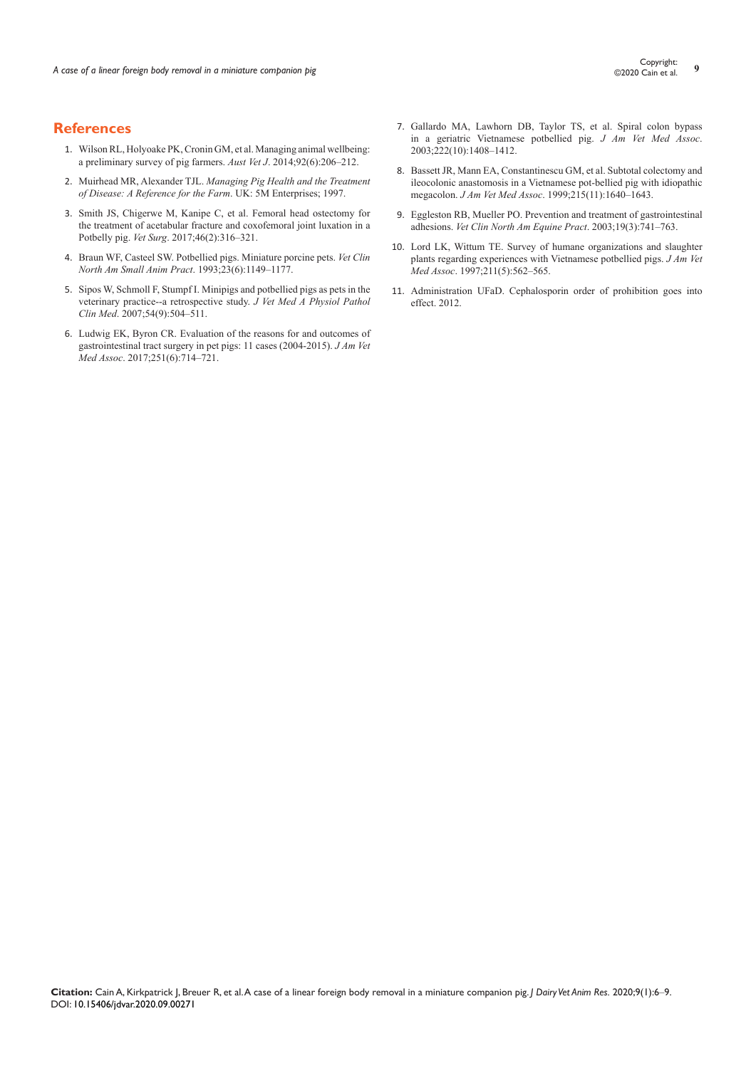## References

1. Wilson RL, Holyoake PK, Cronin GM, et al. Managing animal wellbeing: a preliminary survey of pig farmers. *Aust Vet J*. 2014;92(6):206–212.
2. Muirhead MR, Alexander TJL. *Managing Pig Health and the Treatment of Disease: A Reference for the Farm*. UK: 5M Enterprises; 1997.
3. Smith JS, Chigerwe M, Kanipe C, et al. Femoral head ostectomy for the treatment of acetabular fracture and coxofemoral joint luxation in a Potbelly pig. *Vet Surg*. 2017;46(2):316–321.
4. Braun WF, Casteel SW. Potbellied pigs. Miniature porcine pets. *Vet Clin North Am Small Anim Pract*. 1993;23(6):1149–1177.
5. Sipos W, Schmoll F, Stumpf I. Minipigs and potbellied pigs as pets in the veterinary practice--a retrospective study. *J Vet Med A Physiol Pathol Clin Med*. 2007;54(9):504–511.
6. Ludwig EK, Byron CR. Evaluation of the reasons for and outcomes of gastrointestinal tract surgery in pet pigs: 11 cases (2004-2015). *J Am Vet Med Assoc*. 2017;251(6):714–721.
7. Gallardo MA, Lawhorn DB, Taylor TS, et al. Spiral colon bypass in a geriatric Vietnamese potbellied pig. *J Am Vet Med Assoc*. 2003;222(10):1408–1412.
8. Bassett JR, Mann EA, Constantinescu GM, et al. Subtotal colectomy and ileocolonic anastomosis in a Vietnamese pot-bellied pig with idiopathic megacolon. *J Am Vet Med Assoc*. 1999;215(11):1640–1643.
9. Eggleston RB, Mueller PO. Prevention and treatment of gastrointestinal adhesions. *Vet Clin North Am Equine Pract*. 2003;19(3):741–763.
10. Lord LK, Wittum TE. Survey of humane organizations and slaughter plants regarding experiences with Vietnamese potbellied pigs. *J Am Vet Med Assoc*. 1997;211(5):562–565.
11. Administration UFaD. Cephalosporin order of prohibition goes into effect. 2012.